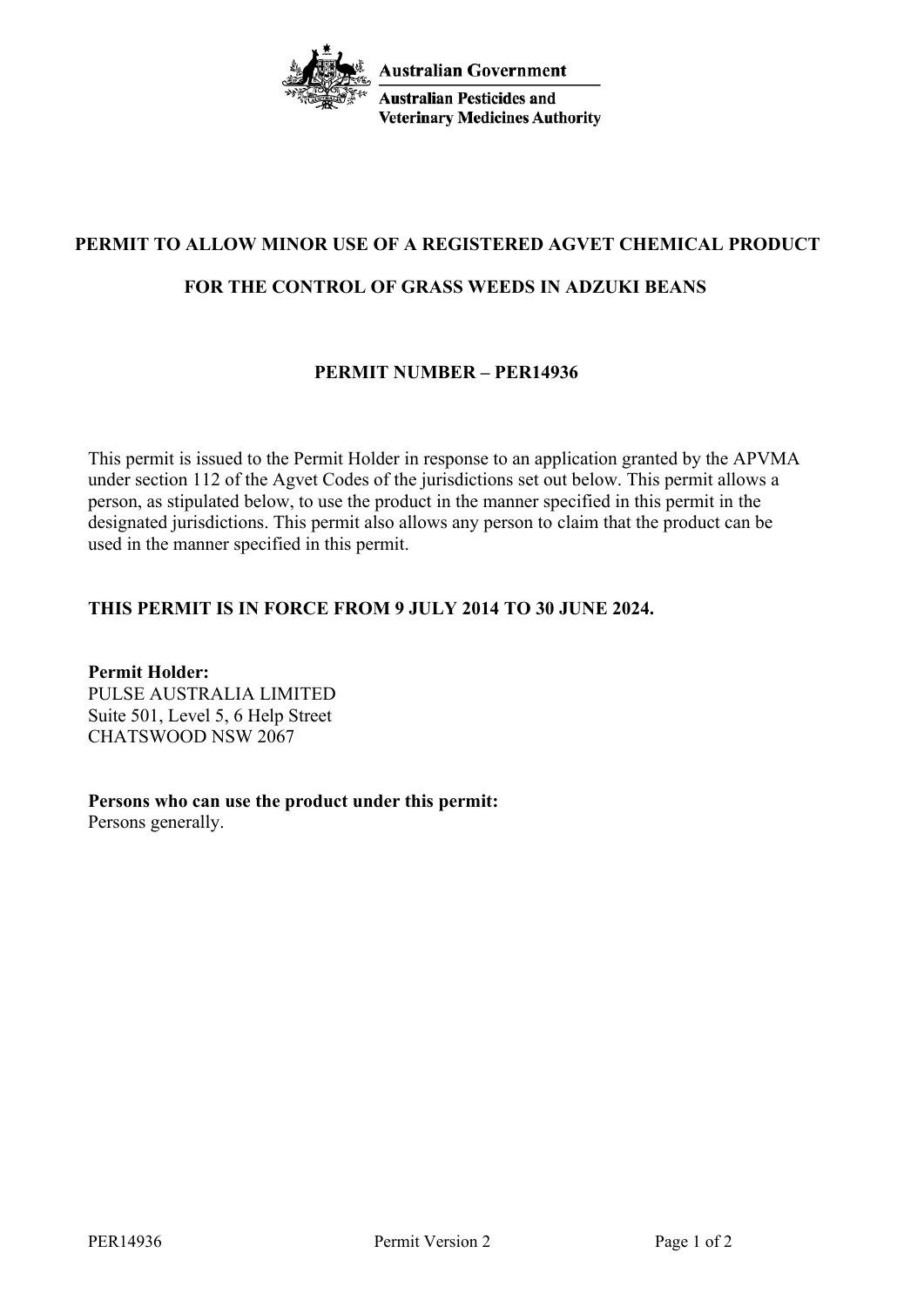Australian Government

Australian Pesticides and Veterinary Medicines Authority

# PERMIT TO ALLOW MINOR USE OF A REGISTERED AGVET CHEMICAL PRODUCT

# FOR THE CONTROL OF GRASS WEEDS IN ADZUKI BEANS

## PERMIT NUMBER – PER14936

This permit is issued to the Permit Holder in response to an application granted by the APVMA under section 112 of the Agvet Codes of the jurisdictions set out below. This permit allows a person, as stipulated below, to use the product in the manner specified in this permit in the designated jurisdictions. This permit also allows any person to claim that the product can be used in the manner specified in this permit.

**THIS PERMIT IS IN FORCE FROM 9 JULY 2014 TO 30 JUNE 2024.**

**Permit Holder:**
PULSE AUSTRALIA LIMITED
Suite 501, Level 5, 6 Help Street
CHATSWOOD NSW 2067

**Persons who can use the product under this permit:**
Persons generally.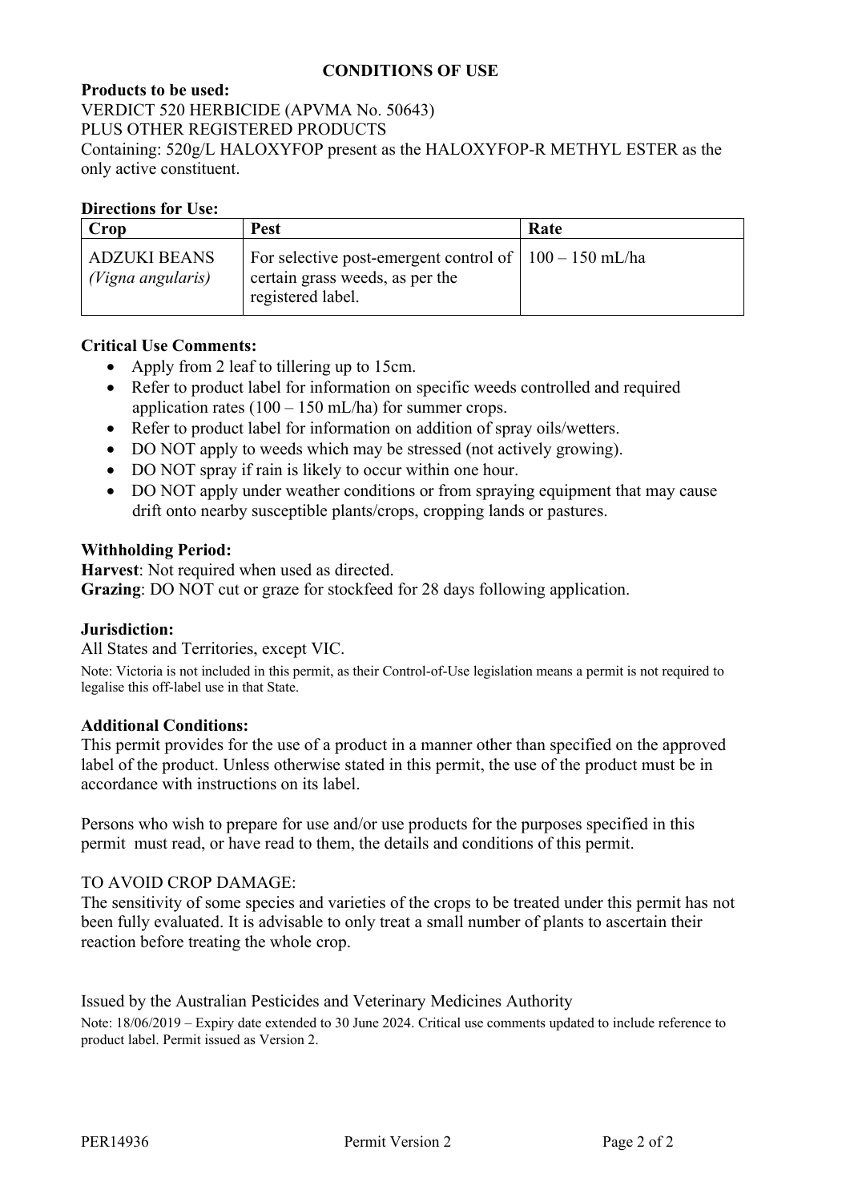## CONDITIONS OF USE

**Products to be used:**
VERDICT 520 HERBICIDE (APVMA No. 50643)
PLUS OTHER REGISTERED PRODUCTS
Containing: 520g/L HALOXYFOP present as the HALOXYFOP-R METHYL ESTER as the only active constituent.

**Directions for Use:**

| Crop | Pest | Rate |
|---|---|---|
| ADZUKI BEANS *(Vigna angularis)* | For selective post-emergent control of certain grass weeds, as per the registered label. | 100 – 150 mL/ha |

**Critical Use Comments:**

- Apply from 2 leaf to tillering up to 15cm.
- Refer to product label for information on specific weeds controlled and required application rates (100 – 150 mL/ha) for summer crops.
- Refer to product label for information on addition of spray oils/wetters.
- DO NOT apply to weeds which may be stressed (not actively growing).
- DO NOT spray if rain is likely to occur within one hour.
- DO NOT apply under weather conditions or from spraying equipment that may cause drift onto nearby susceptible plants/crops, cropping lands or pastures.

**Withholding Period:**
**Harvest**: Not required when used as directed.
**Grazing**: DO NOT cut or graze for stockfeed for 28 days following application.

**Jurisdiction:**
All States and Territories, except VIC.

Note: Victoria is not included in this permit, as their Control-of-Use legislation means a permit is not required to legalise this off-label use in that State.

**Additional Conditions:**
This permit provides for the use of a product in a manner other than specified on the approved label of the product. Unless otherwise stated in this permit, the use of the product must be in accordance with instructions on its label.

Persons who wish to prepare for use and/or use products for the purposes specified in this permit must read, or have read to them, the details and conditions of this permit.

TO AVOID CROP DAMAGE:
The sensitivity of some species and varieties of the crops to be treated under this permit has not been fully evaluated. It is advisable to only treat a small number of plants to ascertain their reaction before treating the whole crop.

Issued by the Australian Pesticides and Veterinary Medicines Authority

Note: 18/06/2019 – Expiry date extended to 30 June 2024. Critical use comments updated to include reference to product label. Permit issued as Version 2.